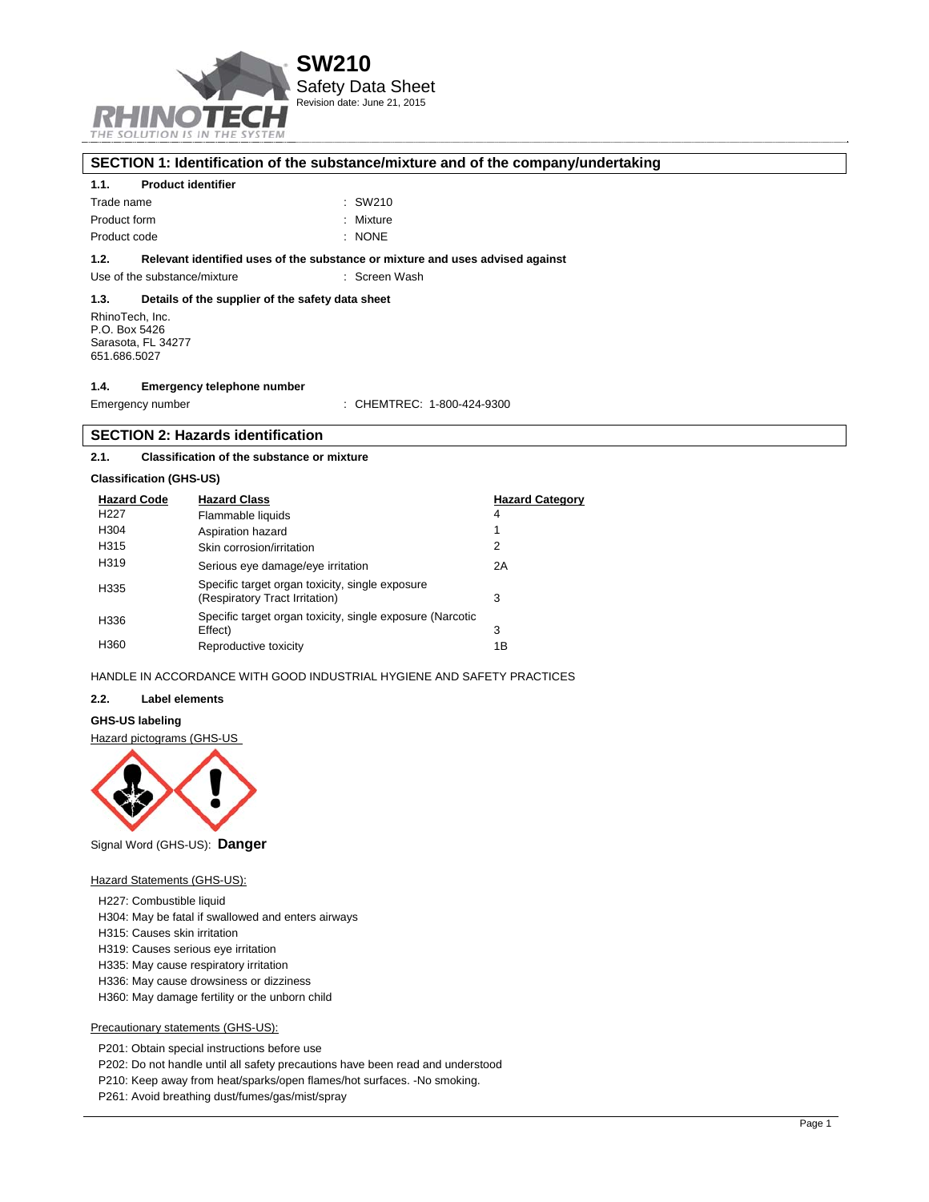# SW210

Safety Data Sheet

Revision date: June 21, 2015

## SECTION 1: Identification of the substance/mixture and of the company/undertaking

### 1.1. Product identifier

Trade name : SW210

Product form : Mixture

Product code : NONE

### 1.2. Relevant identified uses of the substance or mixture and uses advised against

Use of the substance/mixture : Screen Wash

### 1.3. Details of the supplier of the safety data sheet

RhinoTech, Inc.
P.O. Box 5426
Sarasota, FL 34277
651.686.5027

### 1.4. Emergency telephone number

Emergency number : CHEMTREC: 1-800-424-9300

## SECTION 2: Hazards identification

### 2.1. Classification of the substance or mixture

**Classification (GHS-US)**

| Hazard Code | Hazard Class | Hazard Category |
|---|---|---|
| H227 | Flammable liquids | 4 |
| H304 | Aspiration hazard | 1 |
| H315 | Skin corrosion/irritation | 2 |
| H319 | Serious eye damage/eye irritation | 2A |
| H335 | Specific target organ toxicity, single exposure (Respiratory Tract Irritation) | 3 |
| H336 | Specific target organ toxicity, single exposure (Narcotic Effect) | 3 |
| H360 | Reproductive toxicity | 1B |

HANDLE IN ACCORDANCE WITH GOOD INDUSTRIAL HYGIENE AND SAFETY PRACTICES

### 2.2. Label elements

**GHS-US labeling**

Hazard pictograms (GHS-US

Signal Word (GHS-US): **Danger**

Hazard Statements (GHS-US):

- H227: Combustible liquid
- H304: May be fatal if swallowed and enters airways
- H315: Causes skin irritation
- H319: Causes serious eye irritation
- H335: May cause respiratory irritation
- H336: May cause drowsiness or dizziness
- H360: May damage fertility or the unborn child

Precautionary statements (GHS-US):

- P201: Obtain special instructions before use
- P202: Do not handle until all safety precautions have been read and understood
- P210: Keep away from heat/sparks/open flames/hot surfaces. -No smoking.
- P261: Avoid breathing dust/fumes/gas/mist/spray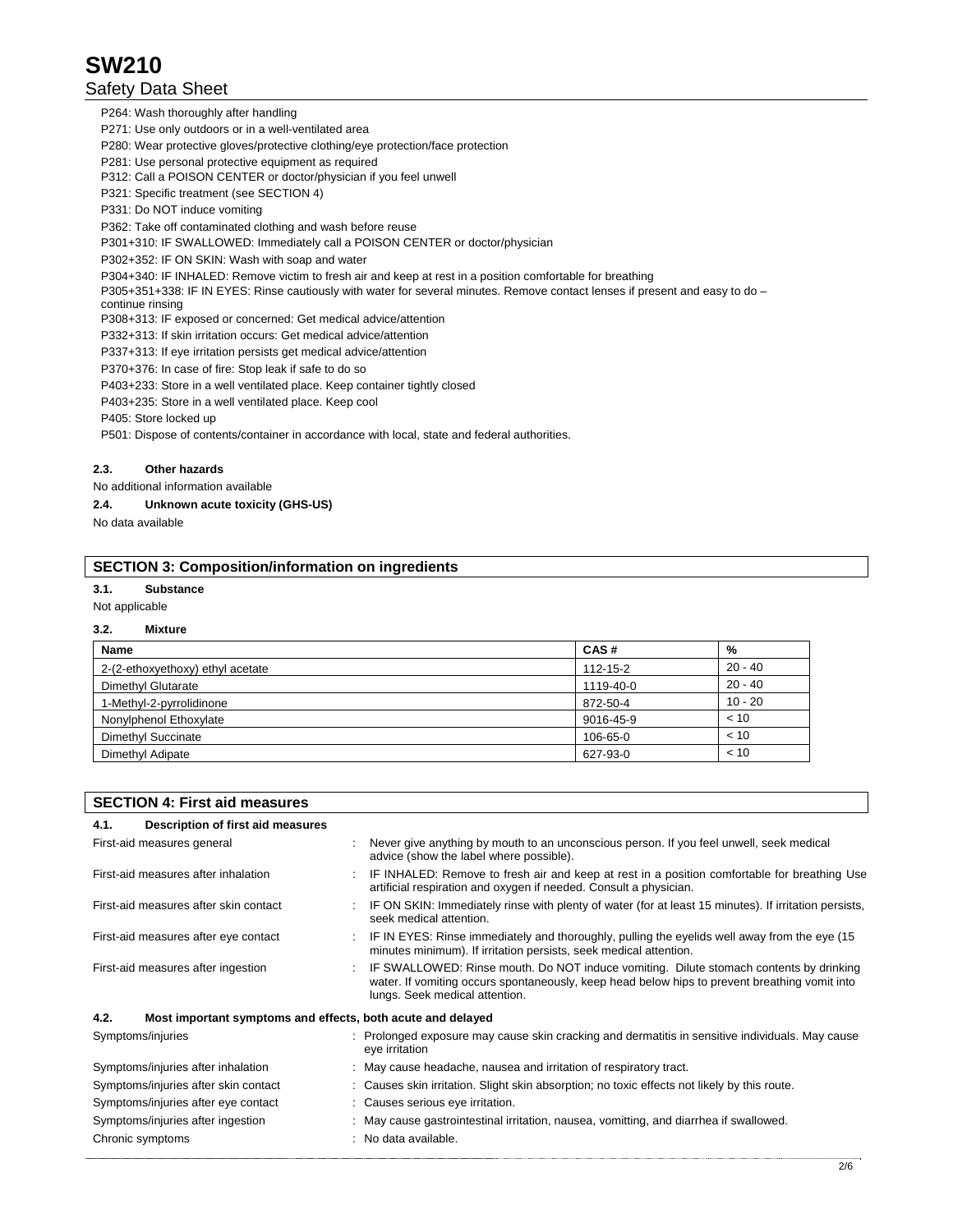P264: Wash thoroughly after handling

P271: Use only outdoors or in a well-ventilated area

P280: Wear protective gloves/protective clothing/eye protection/face protection

P281: Use personal protective equipment as required

P312: Call a POISON CENTER or doctor/physician if you feel unwell

P321: Specific treatment (see SECTION 4)

P331: Do NOT induce vomiting

P362: Take off contaminated clothing and wash before reuse

P301+310: IF SWALLOWED: Immediately call a POISON CENTER or doctor/physician

P302+352: IF ON SKIN: Wash with soap and water

P304+340: IF INHALED: Remove victim to fresh air and keep at rest in a position comfortable for breathing

P305+351+338: IF IN EYES: Rinse cautiously with water for several minutes. Remove contact lenses if present and easy to do – continue rinsing

P308+313: IF exposed or concerned: Get medical advice/attention

P332+313: If skin irritation occurs: Get medical advice/attention

P337+313: If eye irritation persists get medical advice/attention

P370+376: In case of fire: Stop leak if safe to do so

P403+233: Store in a well ventilated place. Keep container tightly closed

P403+235: Store in a well ventilated place. Keep cool

P405: Store locked up

P501: Dispose of contents/container in accordance with local, state and federal authorities.

### 2.3. Other hazards

No additional information available

### 2.4. Unknown acute toxicity (GHS-US)

No data available

## SECTION 3: Composition/information on ingredients

### 3.1. Substance

Not applicable

### 3.2. Mixture

| Name | CAS # | % |
|---|---|---|
| 2-(2-ethoxyethoxy) ethyl acetate | 112-15-2 | 20 - 40 |
| Dimethyl Glutarate | 1119-40-0 | 20 - 40 |
| 1-Methyl-2-pyrrolidinone | 872-50-4 | 10 - 20 |
| Nonylphenol Ethoxylate | 9016-45-9 | < 10 |
| Dimethyl Succinate | 106-65-0 | < 10 |
| Dimethyl Adipate | 627-93-0 | < 10 |

## SECTION 4: First aid measures

### 4.1. Description of first aid measures

First-aid measures general : Never give anything by mouth to an unconscious person. If you feel unwell, seek medical advice (show the label where possible).

First-aid measures after inhalation : IF INHALED: Remove to fresh air and keep at rest in a position comfortable for breathing Use artificial respiration and oxygen if needed. Consult a physician.

First-aid measures after skin contact : IF ON SKIN: Immediately rinse with plenty of water (for at least 15 minutes). If irritation persists, seek medical attention.

First-aid measures after eye contact : IF IN EYES: Rinse immediately and thoroughly, pulling the eyelids well away from the eye (15 minutes minimum). If irritation persists, seek medical attention.

First-aid measures after ingestion : IF SWALLOWED: Rinse mouth. Do NOT induce vomiting. Dilute stomach contents by drinking water. If vomiting occurs spontaneously, keep head below hips to prevent breathing vomit into lungs. Seek medical attention.

### 4.2. Most important symptoms and effects, both acute and delayed

Symptoms/injuries : Prolonged exposure may cause skin cracking and dermatitis in sensitive individuals. May cause eye irritation

Symptoms/injuries after inhalation : May cause headache, nausea and irritation of respiratory tract.

Symptoms/injuries after skin contact : Causes skin irritation. Slight skin absorption; no toxic effects not likely by this route.

Symptoms/injuries after eye contact : Causes serious eye irritation.

Symptoms/injuries after ingestion : May cause gastrointestinal irritation, nausea, vomitting, and diarrhea if swallowed.

Chronic symptoms : No data available.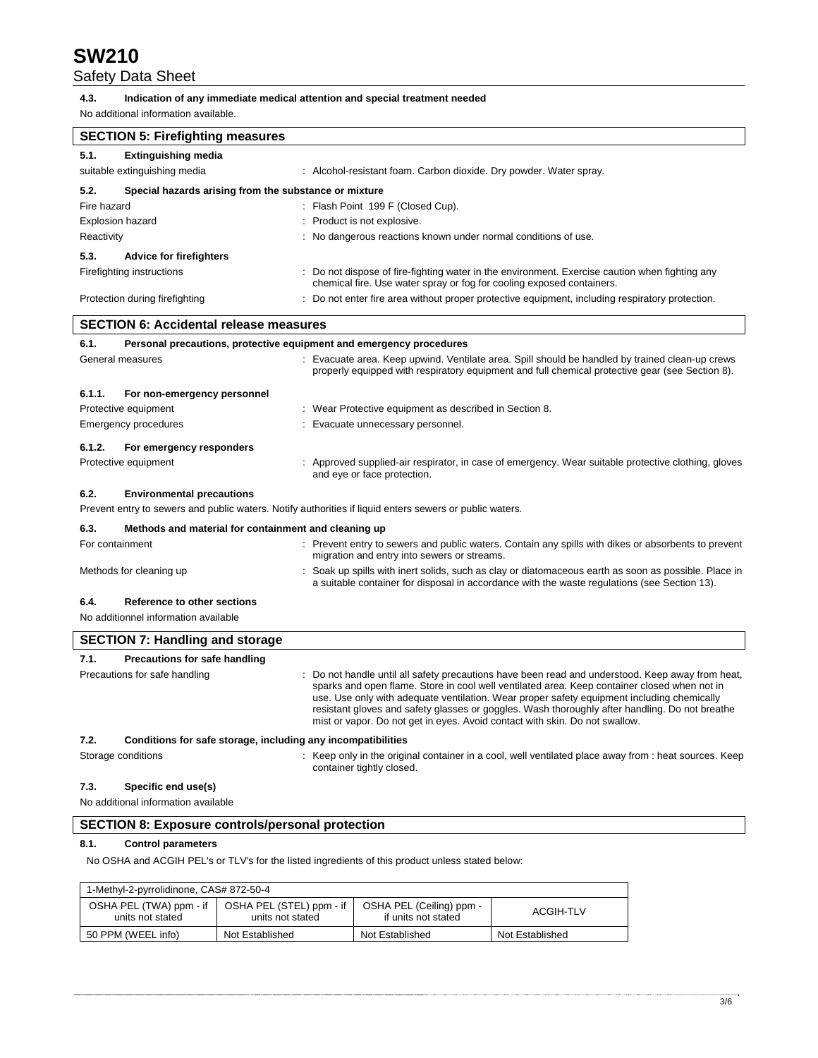#### 4.3. Indication of any immediate medical attention and special treatment needed

No additional information available.

## SECTION 5: Firefighting measures

#### 5.1. Extinguishing media

suitable extinguishing media : Alcohol-resistant foam. Carbon dioxide. Dry powder. Water spray.

#### 5.2. Special hazards arising from the substance or mixture

Fire hazard : Flash Point 199 F (Closed Cup).

Explosion hazard : Product is not explosive.

Reactivity : No dangerous reactions known under normal conditions of use.

#### 5.3. Advice for firefighters

Firefighting instructions : Do not dispose of fire-fighting water in the environment. Exercise caution when fighting any chemical fire. Use water spray or fog for cooling exposed containers.

Protection during firefighting : Do not enter fire area without proper protective equipment, including respiratory protection.

## SECTION 6: Accidental release measures

#### 6.1. Personal precautions, protective equipment and emergency procedures

General measures : Evacuate area. Keep upwind. Ventilate area. Spill should be handled by trained clean-up crews properly equipped with respiratory equipment and full chemical protective gear (see Section 8).

#### 6.1.1. For non-emergency personnel

Protective equipment : Wear Protective equipment as described in Section 8.

Emergency procedures : Evacuate unnecessary personnel.

#### 6.1.2. For emergency responders

Protective equipment : Approved supplied-air respirator, in case of emergency. Wear suitable protective clothing, gloves and eye or face protection.

#### 6.2. Environmental precautions

Prevent entry to sewers and public waters. Notify authorities if liquid enters sewers or public waters.

#### 6.3. Methods and material for containment and cleaning up

For containment : Prevent entry to sewers and public waters. Contain any spills with dikes or absorbents to prevent migration and entry into sewers or streams.

Methods for cleaning up : Soak up spills with inert solids, such as clay or diatomaceous earth as soon as possible. Place in a suitable container for disposal in accordance with the waste regulations (see Section 13).

#### 6.4. Reference to other sections

No additionnel information available

## SECTION 7: Handling and storage

#### 7.1. Precautions for safe handling

Precautions for safe handling : Do not handle until all safety precautions have been read and understood. Keep away from heat, sparks and open flame. Store in cool well ventilated area. Keep container closed when not in use. Use only with adequate ventilation. Wear proper safety equipment including chemically resistant gloves and safety glasses or goggles. Wash thoroughly after handling. Do not breathe mist or vapor. Do not get in eyes. Avoid contact with skin. Do not swallow.

#### 7.2. Conditions for safe storage, including any incompatibilities

Storage conditions : Keep only in the original container in a cool, well ventilated place away from : heat sources. Keep container tightly closed.

#### 7.3. Specific end use(s)

No additional information available

## SECTION 8: Exposure controls/personal protection

#### 8.1. Control parameters

No OSHA and ACGIH PEL's or TLV's for the listed ingredients of this product unless stated below:

| 1-Methyl-2-pyrrolidinone, CAS# 872-50-4 | | | |
|---|---|---|---|
| OSHA PEL (TWA) ppm - if units not stated | OSHA PEL (STEL) ppm - if units not stated | OSHA PEL (Ceiling) ppm - if units not stated | ACGIH-TLV |
| 50 PPM (WEEL info) | Not Established | Not Established | Not Established |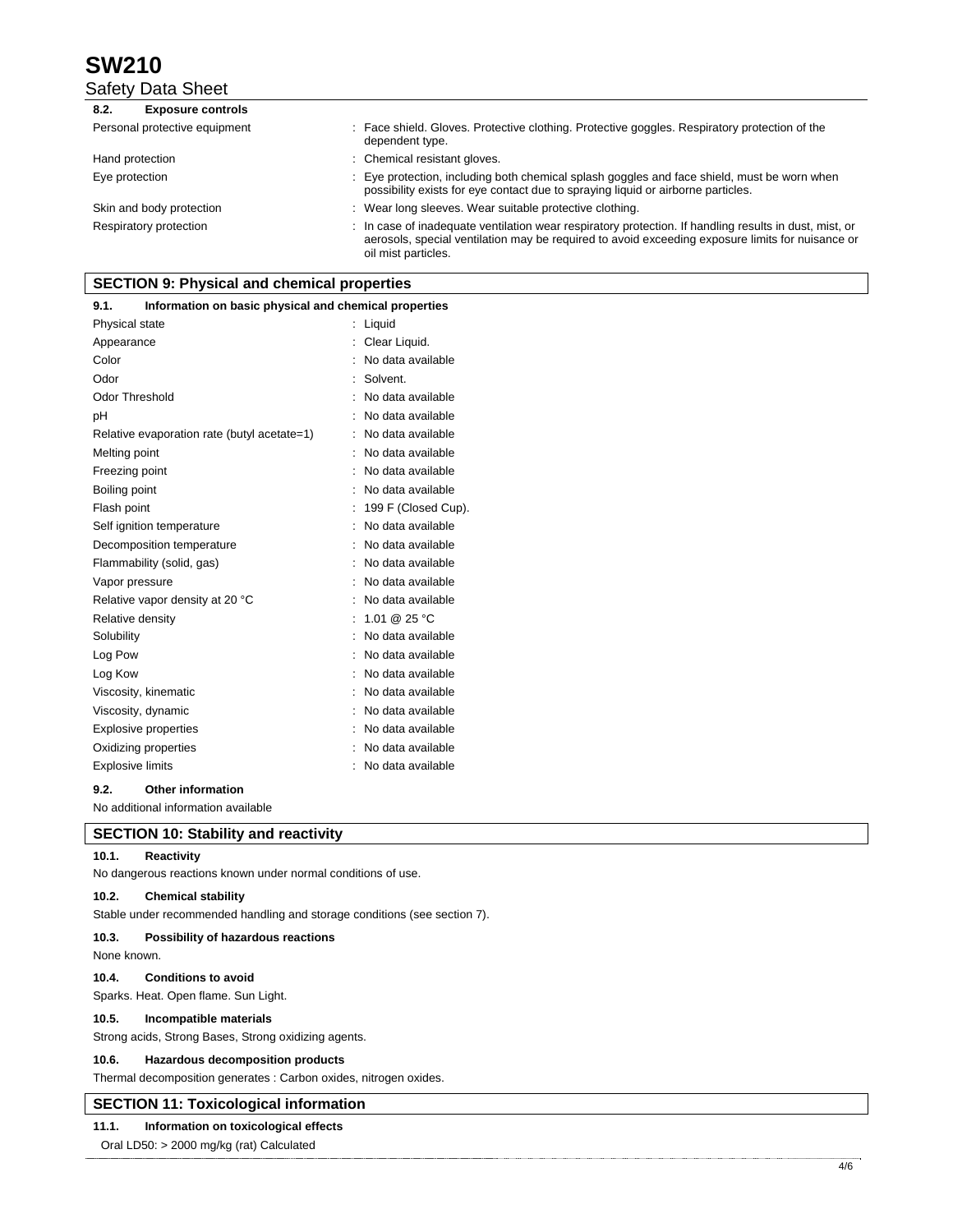#### 8.2. Exposure controls

| | |
|---|---|
| Personal protective equipment | : Face shield. Gloves. Protective clothing. Protective goggles. Respiratory protection of the dependent type. |
| Hand protection | : Chemical resistant gloves. |
| Eye protection | : Eye protection, including both chemical splash goggles and face shield, must be worn when possibility exists for eye contact due to spraying liquid or airborne particles. |
| Skin and body protection | : Wear long sleeves. Wear suitable protective clothing. |
| Respiratory protection | : In case of inadequate ventilation wear respiratory protection. If handling results in dust, mist, or aerosols, special ventilation may be required to avoid exceeding exposure limits for nuisance or oil mist particles. |

## SECTION 9: Physical and chemical properties

#### 9.1. Information on basic physical and chemical properties

| | |
|---|---|
| Physical state | : Liquid |
| Appearance | : Clear Liquid. |
| Color | : No data available |
| Odor | : Solvent. |
| Odor Threshold | : No data available |
| pH | : No data available |
| Relative evaporation rate (butyl acetate=1) | : No data available |
| Melting point | : No data available |
| Freezing point | : No data available |
| Boiling point | : No data available |
| Flash point | : 199 F (Closed Cup). |
| Self ignition temperature | : No data available |
| Decomposition temperature | : No data available |
| Flammability (solid, gas) | : No data available |
| Vapor pressure | : No data available |
| Relative vapor density at 20 °C | : No data available |
| Relative density | : 1.01 @ 25 °C |
| Solubility | : No data available |
| Log Pow | : No data available |
| Log Kow | : No data available |
| Viscosity, kinematic | : No data available |
| Viscosity, dynamic | : No data available |
| Explosive properties | : No data available |
| Oxidizing properties | : No data available |
| Explosive limits | : No data available |

#### 9.2. Other information

No additional information available

## SECTION 10: Stability and reactivity

#### 10.1. Reactivity

No dangerous reactions known under normal conditions of use.

#### 10.2. Chemical stability

Stable under recommended handling and storage conditions (see section 7).

#### 10.3. Possibility of hazardous reactions

None known.

#### 10.4. Conditions to avoid

Sparks. Heat. Open flame. Sun Light.

#### 10.5. Incompatible materials

Strong acids, Strong Bases, Strong oxidizing agents.

#### 10.6. Hazardous decomposition products

Thermal decomposition generates : Carbon oxides, nitrogen oxides.

## SECTION 11: Toxicological information

#### 11.1. Information on toxicological effects

Oral LD50: > 2000 mg/kg (rat) Calculated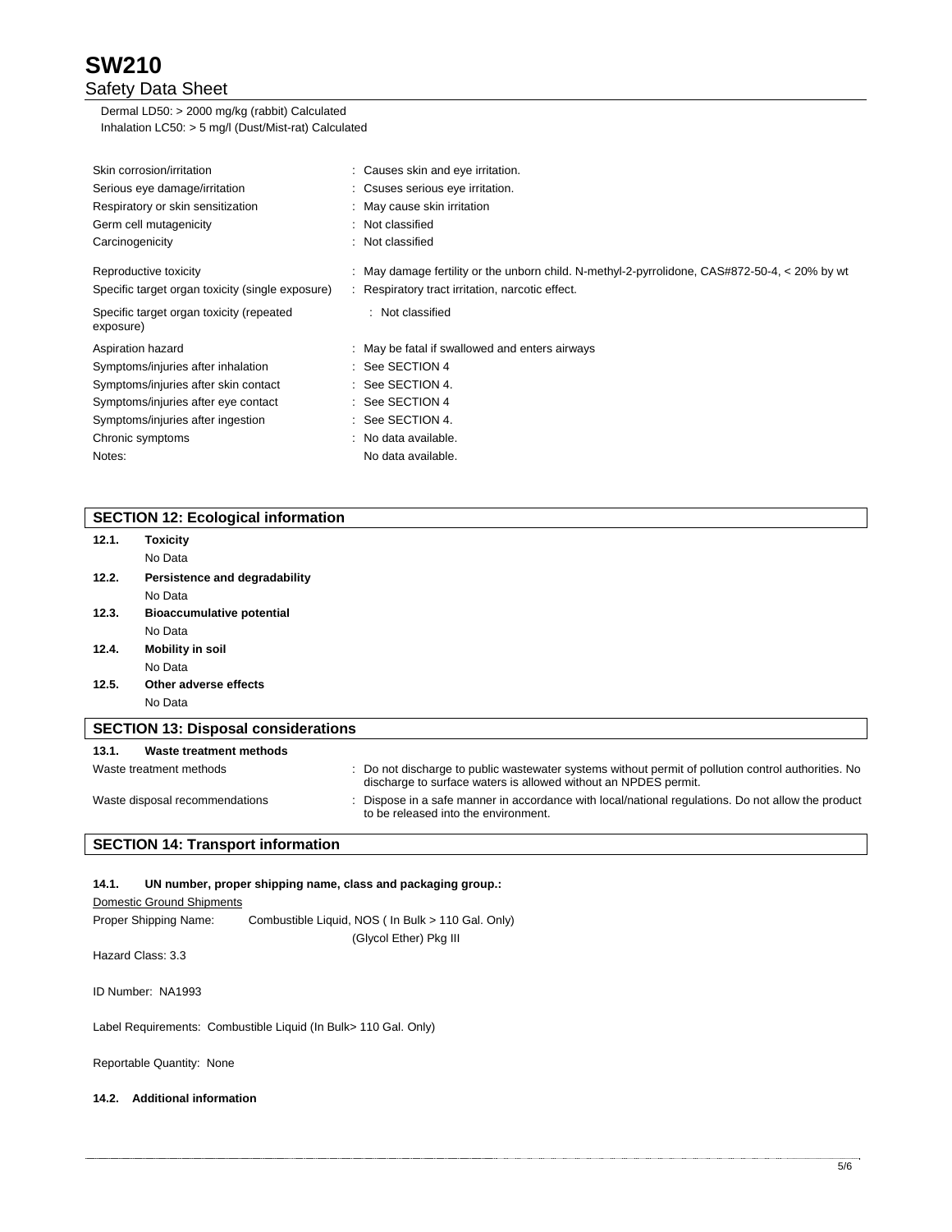Dermal LD50: > 2000 mg/kg (rabbit) Calculated
Inhalation LC50: > 5 mg/l (Dust/Mist-rat) Calculated

| | |
|---|---|
| Skin corrosion/irritation | : Causes skin and eye irritation. |
| Serious eye damage/irritation | : Csuses serious eye irritation. |
| Respiratory or skin sensitization | : May cause skin irritation |
| Germ cell mutagenicity | : Not classified |
| Carcinogenicity | : Not classified |
| Reproductive toxicity | : May damage fertility or the unborn child. N-methyl-2-pyrrolidone, CAS#872-50-4, < 20% by wt |
| Specific target organ toxicity (single exposure) | : Respiratory tract irritation, narcotic effect. |
| Specific target organ toxicity (repeated exposure) | : Not classified |
| Aspiration hazard | : May be fatal if swallowed and enters airways |
| Symptoms/injuries after inhalation | : See SECTION 4 |
| Symptoms/injuries after skin contact | : See SECTION 4. |
| Symptoms/injuries after eye contact | : See SECTION 4 |
| Symptoms/injuries after ingestion | : See SECTION 4. |
| Chronic symptoms | : No data available. |
| Notes: | No data available. |

## SECTION 12: Ecological information

**12.1. Toxicity**

No Data

**12.2. Persistence and degradability**

No Data

**12.3. Bioaccumulative potential**

No Data

**12.4. Mobility in soil**

No Data

**12.5. Other adverse effects**

No Data

## SECTION 13: Disposal considerations

**13.1. Waste treatment methods**

| | |
|---|---|
| Waste treatment methods | : Do not discharge to public wastewater systems without permit of pollution control authorities. No discharge to surface waters is allowed without an NPDES permit. |
| Waste disposal recommendations | : Dispose in a safe manner in accordance with local/national regulations. Do not allow the product to be released into the environment. |

## SECTION 14: Transport information

**14.1. UN number, proper shipping name, class and packaging group.:**

Domestic Ground Shipments

Proper Shipping Name: Combustible Liquid, NOS ( In Bulk > 110 Gal. Only) (Glycol Ether) Pkg III

Hazard Class: 3.3

ID Number: NA1993

Label Requirements: Combustible Liquid (In Bulk> 110 Gal. Only)

Reportable Quantity: None

**14.2. Additional information**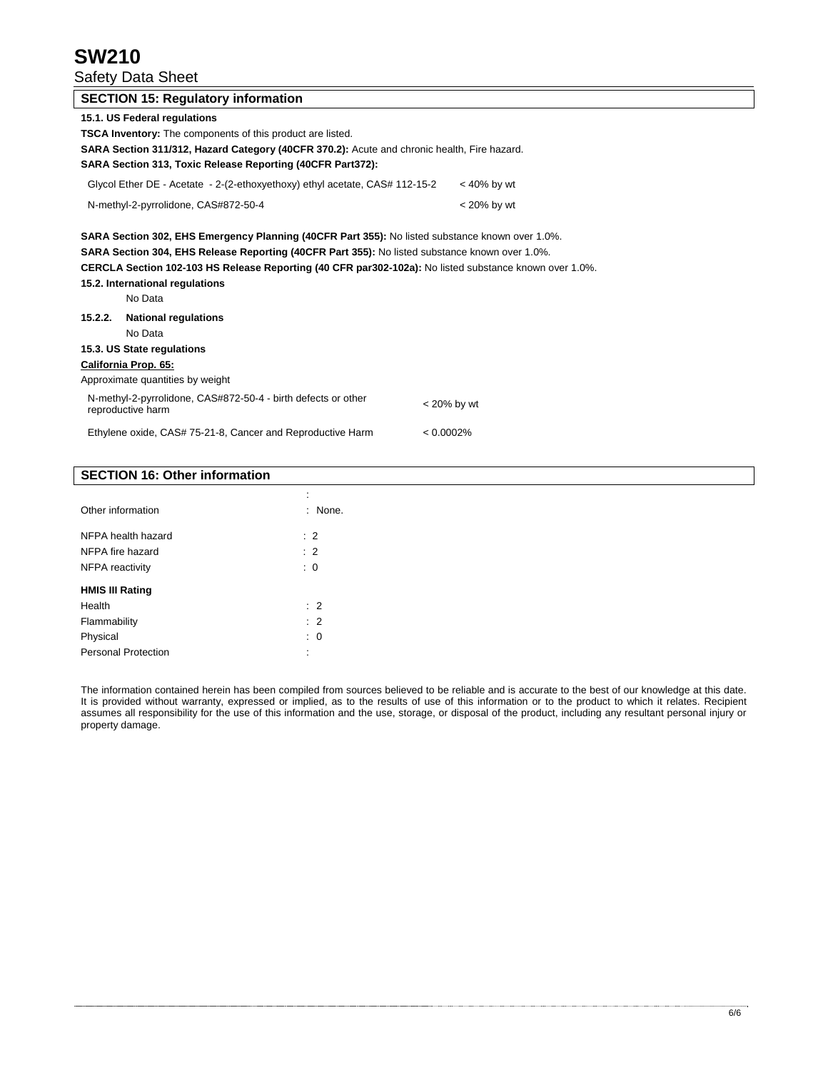## SECTION 15: Regulatory information

**15.1. US Federal regulations**

**TSCA Inventory:** The components of this product are listed.

**SARA Section 311/312, Hazard Category (40CFR 370.2):** Acute and chronic health, Fire hazard.

**SARA Section 313, Toxic Release Reporting (40CFR Part372):**

| | |
|---|---|
| Glycol Ether DE - Acetate - 2-(2-ethoxyethoxy) ethyl acetate, CAS# 112-15-2 | < 40% by wt |
| N-methyl-2-pyrrolidone, CAS#872-50-4 | < 20% by wt |

**SARA Section 302, EHS Emergency Planning (40CFR Part 355):** No listed substance known over 1.0%.

**SARA Section 304, EHS Release Reporting (40CFR Part 355):** No listed substance known over 1.0%.

**CERCLA Section 102-103 HS Release Reporting (40 CFR par302-102a):** No listed substance known over 1.0%.

**15.2. International regulations**

No Data

**15.2.2. National regulations**

No Data

**15.3. US State regulations**

**California Prop. 65:**

Approximate quantities by weight

| | |
|---|---|
| N-methyl-2-pyrrolidone, CAS#872-50-4 - birth defects or other reproductive harm | < 20% by wt |
| Ethylene oxide, CAS# 75-21-8, Cancer and Reproductive Harm | < 0.0002% |

## SECTION 16: Other information

| | |
|---|---|
| | : |
| Other information | : None. |
| NFPA health hazard | : 2 |
| NFPA fire hazard | : 2 |
| NFPA reactivity | : 0 |
| **HMIS III Rating** | |
| Health | : 2 |
| Flammability | : 2 |
| Physical | : 0 |
| Personal Protection | : |

The information contained herein has been compiled from sources believed to be reliable and is accurate to the best of our knowledge at this date. It is provided without warranty, expressed or implied, as to the results of use of this information or to the product to which it relates. Recipient assumes all responsibility for the use of this information and the use, storage, or disposal of the product, including any resultant personal injury or property damage.